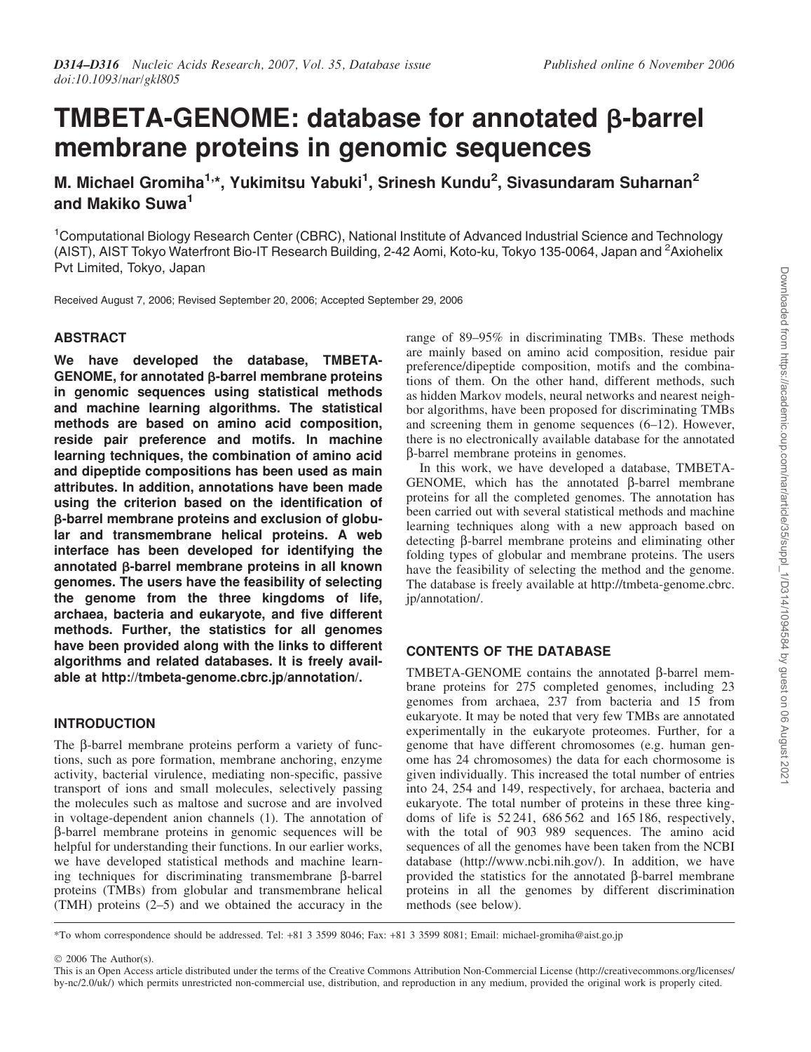# TMBETA-GENOME: database for annotated β-barrel membrane proteins in genomic sequences

**M. Michael Gromiha[1,*], Yukimitsu Yabuki[1], Srinesh Kundu[2], Sivasundaram Suharnan[2] and Makiko Suwa[1]**

[1]Computational Biology Research Center (CBRC), National Institute of Advanced Industrial Science and Technology (AIST), AIST Tokyo Waterfront Bio-IT Research Building, 2-42 Aomi, Koto-ku, Tokyo 135-0064, Japan and [2]Axiohelix Pvt Limited, Tokyo, Japan

Received August 7, 2006; Revised September 20, 2006; Accepted September 29, 2006

## ABSTRACT

**We have developed the database, TMBETA-GENOME, for annotated β-barrel membrane proteins in genomic sequences using statistical methods and machine learning algorithms. The statistical methods are based on amino acid composition, reside pair preference and motifs. In machine learning techniques, the combination of amino acid and dipeptide compositions has been used as main attributes. In addition, annotations have been made using the criterion based on the identification of β-barrel membrane proteins and exclusion of globular and transmembrane helical proteins. A web interface has been developed for identifying the annotated β-barrel membrane proteins in all known genomes. The users have the feasibility of selecting the genome from the three kingdoms of life, archaea, bacteria and eukaryote, and five different methods. Further, the statistics for all genomes have been provided along with the links to different algorithms and related databases. It is freely available at http://tmbeta-genome.cbrc.jp/annotation/.**

## INTRODUCTION

The β-barrel membrane proteins perform a variety of functions, such as pore formation, membrane anchoring, enzyme activity, bacterial virulence, mediating non-specific, passive transport of ions and small molecules, selectively passing the molecules such as maltose and sucrose and are involved in voltage-dependent anion channels (1). The annotation of β-barrel membrane proteins in genomic sequences will be helpful for understanding their functions. In our earlier works, we have developed statistical methods and machine learning techniques for discriminating transmembrane β-barrel proteins (TMBs) from globular and transmembrane helical (TMH) proteins (2–5) and we obtained the accuracy in the range of 89–95% in discriminating TMBs. These methods are mainly based on amino acid composition, residue pair preference/dipeptide composition, motifs and the combinations of them. On the other hand, different methods, such as hidden Markov models, neural networks and nearest neighbor algorithms, have been proposed for discriminating TMBs and screening them in genome sequences (6–12). However, there is no electronically available database for the annotated β-barrel membrane proteins in genomes.

In this work, we have developed a database, TMBETA-GENOME, which has the annotated β-barrel membrane proteins for all the completed genomes. The annotation has been carried out with several statistical methods and machine learning techniques along with a new approach based on detecting β-barrel membrane proteins and eliminating other folding types of globular and membrane proteins. The users have the feasibility of selecting the method and the genome. The database is freely available at http://tmbeta-genome.cbrc.jp/annotation/.

## CONTENTS OF THE DATABASE

TMBETA-GENOME contains the annotated β-barrel membrane proteins for 275 completed genomes, including 23 genomes from archaea, 237 from bacteria and 15 from eukaryote. It may be noted that very few TMBs are annotated experimentally in the eukaryote proteomes. Further, for a genome that have different chromosomes (e.g. human genome has 24 chromosomes) the data for each chromosome is given individually. This increased the total number of entries into 24, 254 and 149, respectively, for archaea, bacteria and eukaryote. The total number of proteins in these three kingdoms of life is 52 241, 686 562 and 165 186, respectively, with the total of 903 989 sequences. The amino acid sequences of all the genomes have been taken from the NCBI database (http://www.ncbi.nih.gov/). In addition, we have provided the statistics for the annotated β-barrel membrane proteins in all the genomes by different discrimination methods (see below).

*To whom correspondence should be addressed. Tel: +81 3 3599 8046; Fax: +81 3 3599 8081; Email: michael-gromiha@aist.go.jp

© 2006 The Author(s).

This is an Open Access article distributed under the terms of the Creative Commons Attribution Non-Commercial License (http://creativecommons.org/licenses/by-nc/2.0/uk/) which permits unrestricted non-commercial use, distribution, and reproduction in any medium, provided the original work is properly cited.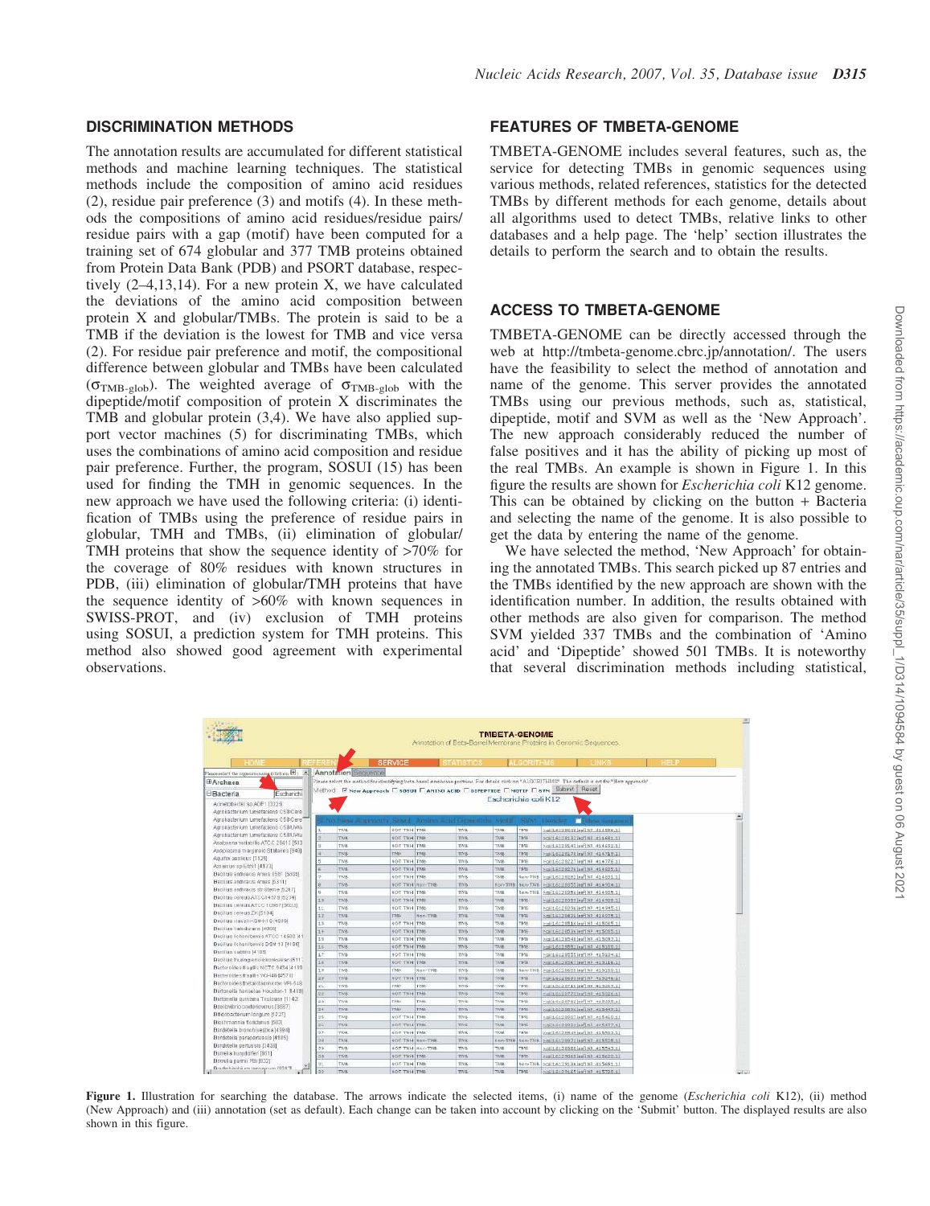## DISCRIMINATION METHODS

The annotation results are accumulated for different statistical methods and machine learning techniques. The statistical methods include the composition of amino acid residues (2), residue pair preference (3) and motifs (4). In these methods the compositions of amino acid residues/residue pairs/residue pairs with a gap (motif) have been computed for a training set of 674 globular and 377 TMB proteins obtained from Protein Data Bank (PDB) and PSORT database, respectively (2–4,13,14). For a new protein X, we have calculated the deviations of the amino acid composition between protein X and globular/TMBs. The protein is said to be a TMB if the deviation is the lowest for TMB and vice versa (2). For residue pair preference and motif, the compositional difference between globular and TMBs have been calculated ($\sigma_{\text{TMB-glob}}$). The weighted average of $\sigma_{\text{TMB-glob}}$ with the dipeptide/motif composition of protein X discriminates the TMB and globular protein (3,4). We have also applied support vector machines (5) for discriminating TMBs, which uses the combinations of amino acid composition and residue pair preference. Further, the program, SOSUI (15) has been used for finding the TMH in genomic sequences. In the new approach we have used the following criteria: (i) identification of TMBs using the preference of residue pairs in globular, TMH and TMBs, (ii) elimination of globular/TMH proteins that show the sequence identity of >70% for the coverage of 80% residues with known structures in PDB, (iii) elimination of globular/TMH proteins that have the sequence identity of >60% with known sequences in SWISS-PROT, and (iv) exclusion of TMH proteins using SOSUI, a prediction system for TMH proteins. This method also showed good agreement with experimental observations.

## FEATURES OF TMBETA-GENOME

TMBETA-GENOME includes several features, such as, the service for detecting TMBs in genomic sequences using various methods, related references, statistics for the detected TMBs by different methods for each genome, details about all algorithms used to detect TMBs, relative links to other databases and a help page. The 'help' section illustrates the details to perform the search and to obtain the results.

## ACCESS TO TMBETA-GENOME

TMBETA-GENOME can be directly accessed through the web at http://tmbeta-genome.cbrc.jp/annotation/. The users have the feasibility to select the method of annotation and name of the genome. This server provides the annotated TMBs using our previous methods, such as, statistical, dipeptide, motif and SVM as well as the 'New Approach'. The new approach considerably reduced the number of false positives and it has the ability of picking up most of the real TMBs. An example is shown in Figure 1. In this figure the results are shown for *Escherichia coli* K12 genome. This can be obtained by clicking on the button + Bacteria and selecting the name of the genome. It is also possible to get the data by entering the name of the genome.

We have selected the method, 'New Approach' for obtaining the annotated TMBs. This search picked up 87 entries and the TMBs identified by the new approach are shown with the identification number. In addition, the results obtained with other methods are also given for comparison. The method SVM yielded 337 TMBs and the combination of 'Amino acid' and 'Dipeptide' showed 501 TMBs. It is noteworthy that several discrimination methods including statistical,

**Figure 1.** Illustration for searching the database. The arrows indicate the selected items, (i) name of the genome (*Escherichia coli* K12), (ii) method (New Approach) and (iii) annotation (set as default). Each change can be taken into account by clicking on the 'Submit' button. The displayed results are also shown in this figure.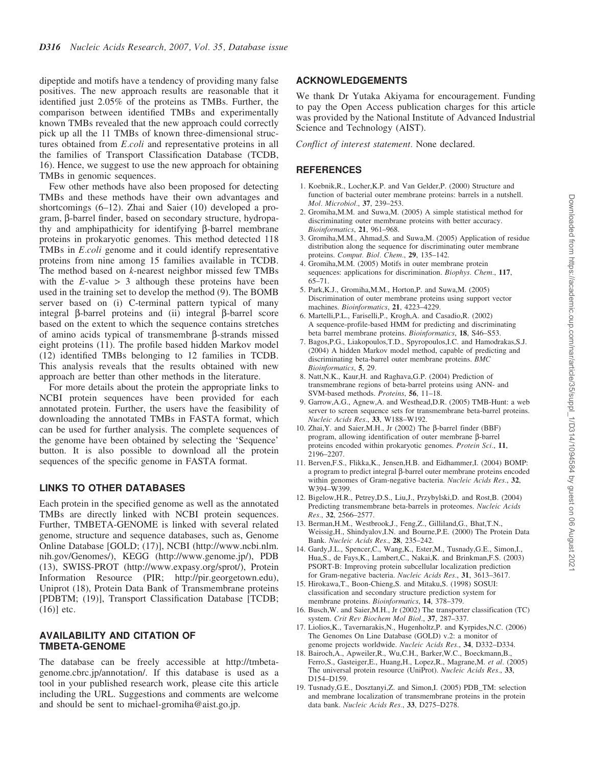dipeptide and motifs have a tendency of providing many false positives. The new approach results are reasonable that it identified just 2.05% of the proteins as TMBs. Further, the comparison between identified TMBs and experimentally known TMBs revealed that the new approach could correctly pick up all the 11 TMBs of known three-dimensional structures obtained from *E.coli* and representative proteins in all the families of Transport Classification Database (TCDB, 16). Hence, we suggest to use the new approach for obtaining TMBs in genomic sequences.

Few other methods have also been proposed for detecting TMBs and these methods have their own advantages and shortcomings (6–12). Zhai and Saier (10) developed a program, β-barrel finder, based on secondary structure, hydropathy and amphipathicity for identifying β-barrel membrane proteins in prokaryotic genomes. This method detected 118 TMBs in *E.coli* genome and it could identify representative proteins from nine among 15 families available in TCDB. The method based on *k*-nearest neighbor missed few TMBs with the *E*-value $> 3$ although these proteins have been used in the training set to develop the method (9). The BOMB server based on (i) C-terminal pattern typical of many integral β-barrel proteins and (ii) integral β-barrel score based on the extent to which the sequence contains stretches of amino acids typical of transmembrane β-strands missed eight proteins (11). The profile based hidden Markov model (12) identified TMBs belonging to 12 families in TCDB. This analysis reveals that the results obtained with new approach are better than other methods in the literature.

For more details about the protein the appropriate links to NCBI protein sequences have been provided for each annotated protein. Further, the users have the feasibility of downloading the annotated TMBs in FASTA format, which can be used for further analysis. The complete sequences of the genome have been obtained by selecting the 'Sequence' button. It is also possible to download all the protein sequences of the specific genome in FASTA format.

## LINKS TO OTHER DATABASES

Each protein in the specified genome as well as the annotated TMBs are directly linked with NCBI protein sequences. Further, TMBETA-GENOME is linked with several related genome, structure and sequence databases, such as, Genome Online Database [GOLD; (17)], NCBI (http://www.ncbi.nlm.nih.gov/Genomes/), KEGG (http://www.genome.jp/), PDB (13), SWISS-PROT (http://www.expasy.org/sprot/), Protein Information Resource (PIR; http://pir.georgetown.edu), Uniprot (18), Protein Data Bank of Transmembrane proteins [PDBTM; (19)], Transport Classification Database [TCDB; (16)] etc.

## AVAILABILITY AND CITATION OF TMBETA-GENOME

The database can be freely accessible at http://tmbeta-genome.cbrc.jp/annotation/. If this database is used as a tool in your published research work, please cite this article including the URL. Suggestions and comments are welcome and should be sent to michael-gromiha@aist.go.jp.

## ACKNOWLEDGEMENTS

We thank Dr Yutaka Akiyama for encouragement. Funding to pay the Open Access publication charges for this article was provided by the National Institute of Advanced Industrial Science and Technology (AIST).

*Conflict of interest statement*. None declared.

## REFERENCES

1. Koebnik,R., Locher,K.P. and Van Gelder,P. (2000) Structure and function of bacterial outer membrane proteins: barrels in a nutshell. *Mol. Microbiol.*, **37**, 239–253.
2. Gromiha,M.M. and Suwa,M. (2005) A simple statistical method for discriminating outer membrane proteins with better accuracy. *Bioinformatics*, **21**, 961–968.
3. Gromiha,M.M., Ahmad,S. and Suwa,M. (2005) Application of residue distribution along the sequence for discriminating outer membrane proteins. *Comput. Biol. Chem.*, **29**, 135–142.
4. Gromiha,M.M. (2005) Motifs in outer membrane protein sequences: applications for discrimination. *Biophys. Chem.*, **117**, 65–71.
5. Park,K.J., Gromiha,M.M., Horton,P. and Suwa,M. (2005) Discrimination of outer membrane proteins using support vector machines. *Bioinformatics*, **21**, 4223–4229.
6. Martelli,P.L., Fariselli,P., Krogh,A. and Casadio,R. (2002) A sequence-profile-based HMM for predicting and discriminating beta barrel membrane proteins. *Bioinformatics*, **18**, S46–S53.
7. Bagos,P.G., Liakopoulos,T.D., Spyropoulos,I.C. and Hamodrakas,S.J. (2004) A hidden Markov model method, capable of predicting and discriminating beta-barrel outer membrane proteins. *BMC Bioinformatics*, **5**, 29.
8. Natt,N.K., Kaur,H. and Raghava,G.P. (2004) Prediction of transmembrane regions of beta-barrel proteins using ANN- and SVM-based methods. *Proteins*, **56**, 11–18.
9. Garrow,A.G., Agnew,A. and Westhead,D.R. (2005) TMB-Hunt: a web server to screen sequence sets for transmembrane beta-barrel proteins. *Nucleic Acids Res.*, **33**, W188–W192.
10. Zhai,Y. and Saier,M.H., Jr (2002) The β-barrel finder (BBF) program, allowing identification of outer membrane β-barrel proteins encoded within prokaryotic genomes. *Protein Sci.*, **11**, 2196–2207.
11. Berven,F.S., Flikka,K., Jensen,H.B. and Eidhammer,I. (2004) BOMP: a program to predict integral β-barrel outer membrane proteins encoded within genomes of Gram-negative bacteria. *Nucleic Acids Res.*, **32**, W394–W399.
12. Bigelow,H.R., Petrey,D.S., Liu,J., Przybylski,D. and Rost,B. (2004) Predicting transmembrane beta-barrels in proteomes. *Nucleic Acids Res.*, **32**, 2566–2577.
13. Berman,H.M., Westbrook,J., Feng,Z., Gilliland,G., Bhat,T.N., Weissig,H., Shindyalov,I.N. and Bourne,P.E. (2000) The Protein Data Bank. *Nucleic Acids Res.*, **28**, 235–242.
14. Gardy,J.L., Spencer,C., Wang,K., Ester,M., Tusnady,G.E., Simon,I., Hua,S., de Fays,K., Lambert,C., Nakai,K. and Brinkman,F.S. (2003) PSORT-B: Improving protein subcellular localization prediction for Gram-negative bacteria. *Nucleic Acids Res.*, **31**, 3613–3617.
15. Hirokawa,T., Boon-Chieng,S. and Mitaku,S. (1998) SOSUI: classification and secondary structure prediction system for membrane proteins. *Bioinformatics*, **14**, 378–379.
16. Busch,W. and Saier,M.H., Jr (2002) The transporter classification (TC) system. *Crit Rev Biochem Mol Biol.*, **37**, 287–337.
17. Liolios,K., Tavernarakis,N., Hugenholtz,P. and Kyrpides,N.C. (2006) The Genomes On Line Database (GOLD) v.2: a monitor of genome projects worldwide. *Nucleic Acids Res.*, **34**, D332–D334.
18. Bairoch,A., Apweiler,R., Wu,C.H., Barker,W.C., Boeckmann,B., Ferro,S., Gasteiger,E., Huang,H., Lopez,R., Magrane,M. *et al.* (2005) The universal protein resource (UniProt). *Nucleic Acids Res.*, **33**, D154–D159.
19. Tusnady,G.E., Dosztanyi,Z. and Simon,I. (2005) PDB_TM: selection and membrane localization of transmembrane proteins in the protein data bank. *Nucleic Acids Res.*, **33**, D275–D278.